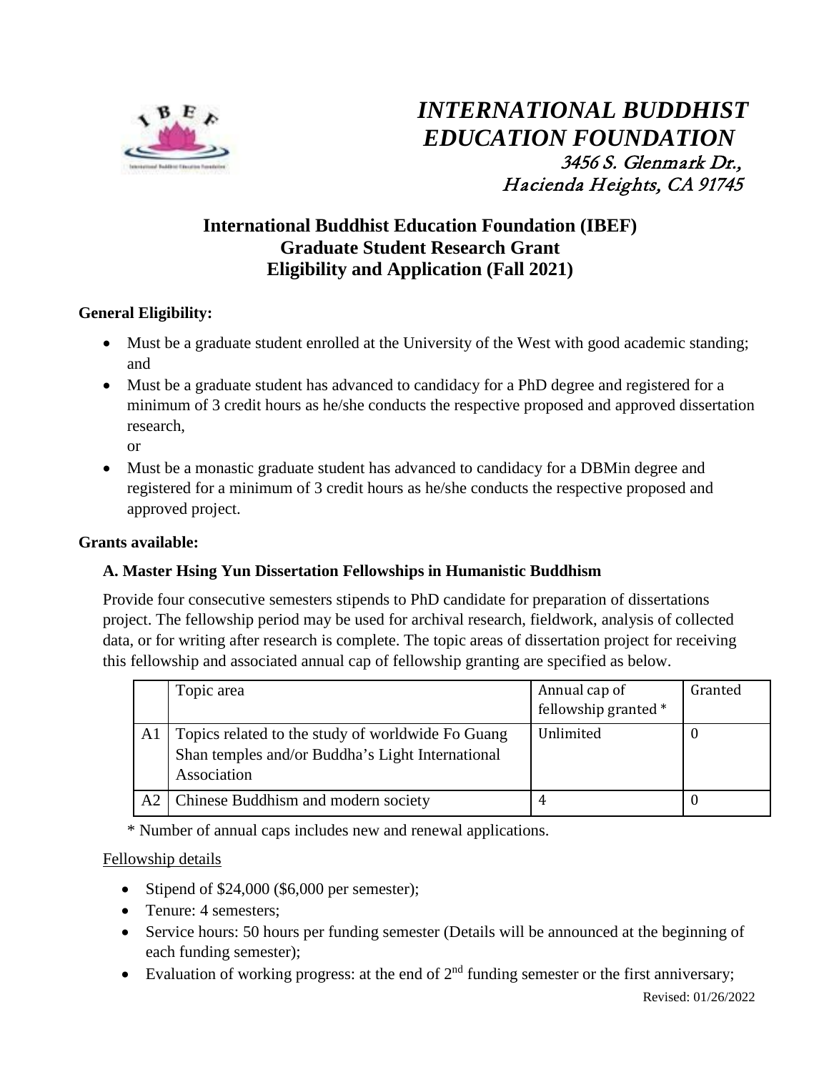# *INTERNATIONAL BUDDHIST EDUCATION FOUNDATION*

*3456 S. Glenmark Dr., Hacienda Heights, CA 91745*

## International Buddhist Education Foundation (IBEF) Graduate Student Research Grant Eligibility and Application (Fall 2021)

**General Eligibility:**

- Must be a graduate student enrolled at the University of the West with good academic standing; and
- Must be a graduate student has advanced to candidacy for a PhD degree and registered for a minimum of 3 credit hours as he/she conducts the respective proposed and approved dissertation research,

  or
- Must be a monastic graduate student has advanced to candidacy for a DBMin degree and registered for a minimum of 3 credit hours as he/she conducts the respective proposed and approved project.

**Grants available:**

**A. Master Hsing Yun Dissertation Fellowships in Humanistic Buddhism**

Provide four consecutive semesters stipends to PhD candidate for preparation of dissertations project. The fellowship period may be used for archival research, fieldwork, analysis of collected data, or for writing after research is complete. The topic areas of dissertation project for receiving this fellowship and associated annual cap of fellowship granting are specified as below.

| | Topic area | Annual cap of fellowship granted * | Granted |
|---|---|---|---|
| A1 | Topics related to the study of worldwide Fo Guang Shan temples and/or Buddha's Light International Association | Unlimited | 0 |
| A2 | Chinese Buddhism and modern society | 4 | 0 |

\* Number of annual caps includes new and renewal applications.

Fellowship details

- Stipend of $24,000 ($6,000 per semester);
- Tenure: 4 semesters;
- Service hours: 50 hours per funding semester (Details will be announced at the beginning of each funding semester);
- Evaluation of working progress: at the end of 2nd funding semester or the first anniversary;

Revised: 01/26/2022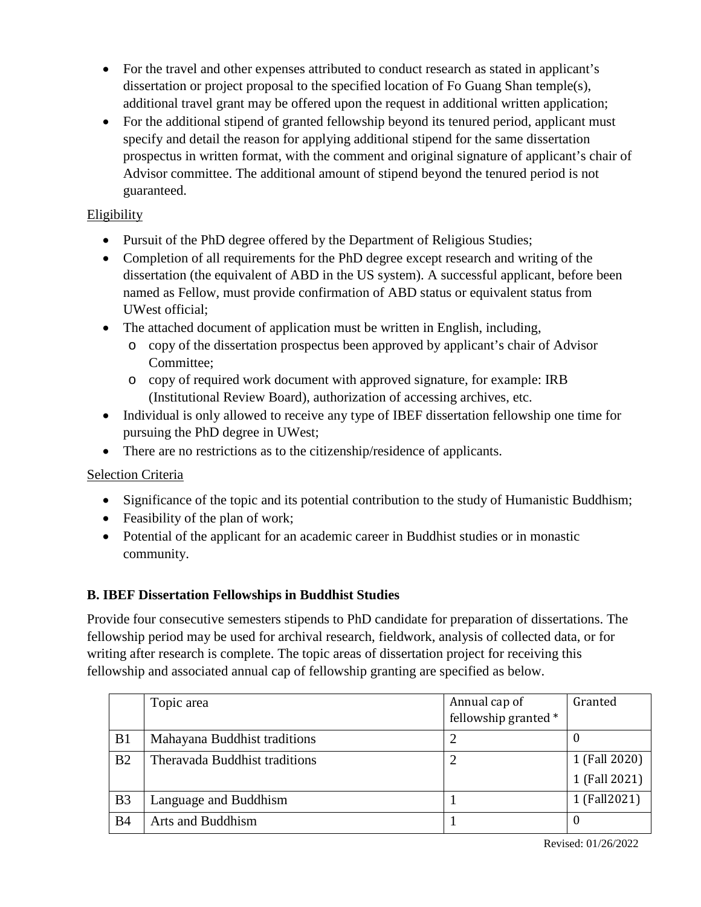- For the travel and other expenses attributed to conduct research as stated in applicant's dissertation or project proposal to the specified location of Fo Guang Shan temple(s), additional travel grant may be offered upon the request in additional written application;
- For the additional stipend of granted fellowship beyond its tenured period, applicant must specify and detail the reason for applying additional stipend for the same dissertation prospectus in written format, with the comment and original signature of applicant's chair of Advisor committee. The additional amount of stipend beyond the tenured period is not guaranteed.

Eligibility

- Pursuit of the PhD degree offered by the Department of Religious Studies;
- Completion of all requirements for the PhD degree except research and writing of the dissertation (the equivalent of ABD in the US system). A successful applicant, before been named as Fellow, must provide confirmation of ABD status or equivalent status from UWest official;
- The attached document of application must be written in English, including,
  - copy of the dissertation prospectus been approved by applicant's chair of Advisor Committee;
  - copy of required work document with approved signature, for example: IRB (Institutional Review Board), authorization of accessing archives, etc.
- Individual is only allowed to receive any type of IBEF dissertation fellowship one time for pursuing the PhD degree in UWest;
- There are no restrictions as to the citizenship/residence of applicants.

Selection Criteria

- Significance of the topic and its potential contribution to the study of Humanistic Buddhism;
- Feasibility of the plan of work;
- Potential of the applicant for an academic career in Buddhist studies or in monastic community.

**B. IBEF Dissertation Fellowships in Buddhist Studies**

Provide four consecutive semesters stipends to PhD candidate for preparation of dissertations. The fellowship period may be used for archival research, fieldwork, analysis of collected data, or for writing after research is complete. The topic areas of dissertation project for receiving this fellowship and associated annual cap of fellowship granting are specified as below.

| | Topic area | Annual cap of fellowship granted * | Granted |
|---|---|---|---|
| B1 | Mahayana Buddhist traditions | 2 | 0 |
| B2 | Theravada Buddhist traditions | 2 | 1 (Fall 2020)<br>1 (Fall 2021) |
| B3 | Language and Buddhism | 1 | 1 (Fall2021) |
| B4 | Arts and Buddhism | 1 | 0 |

Revised: 01/26/2022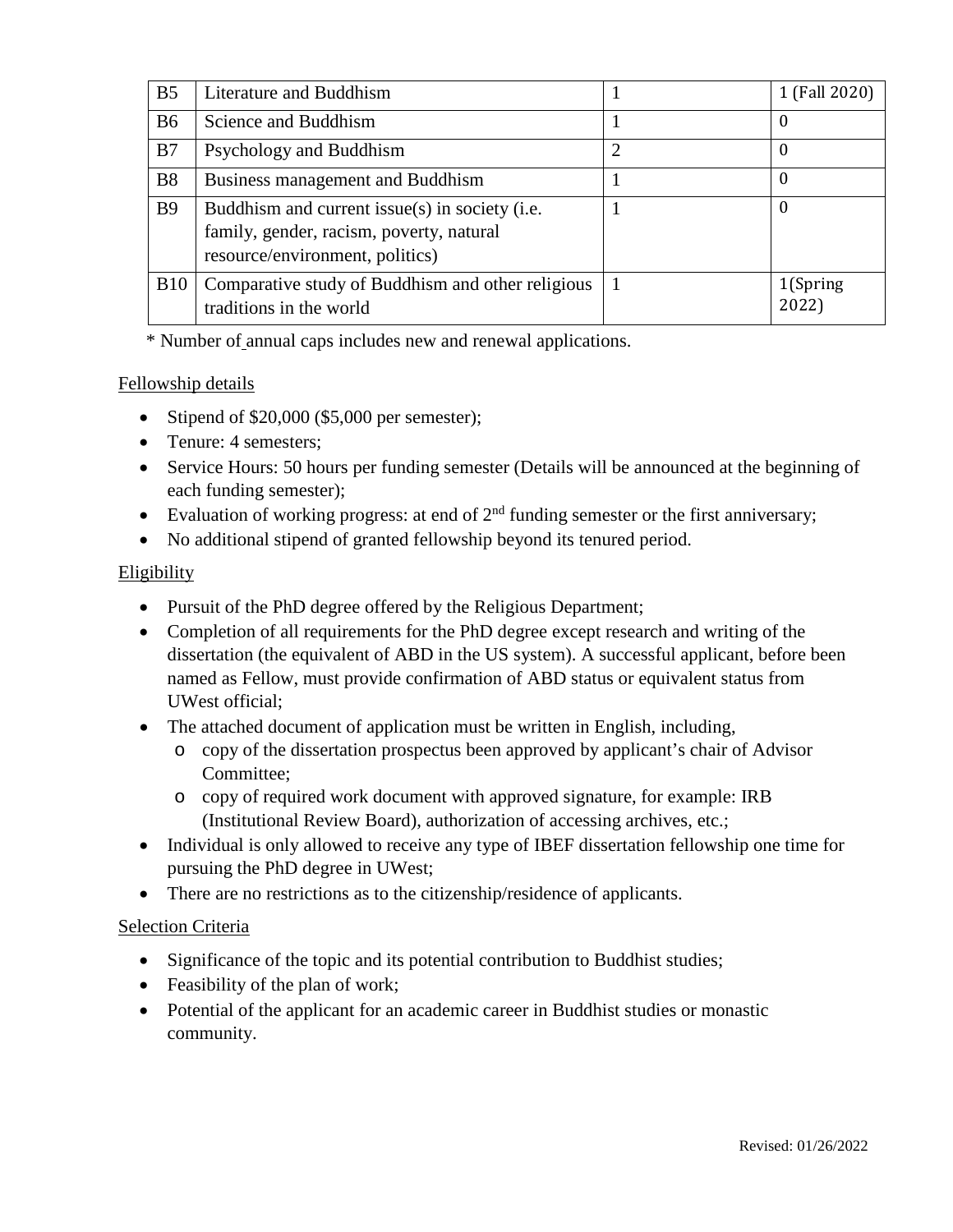| B5 | Literature and Buddhism | 1 | 1 (Fall 2020) |
|---|---|---|---|
| B6 | Science and Buddhism | 1 | 0 |
| B7 | Psychology and Buddhism | 2 | 0 |
| B8 | Business management and Buddhism | 1 | 0 |
| B9 | Buddhism and current issue(s) in society (i.e. family, gender, racism, poverty, natural resource/environment, politics) | 1 | 0 |
| B10 | Comparative study of Buddhism and other religious traditions in the world | 1 | 1(Spring 2022) |

\* Number of annual caps includes new and renewal applications.

<u>Fellowship details</u>

- Stipend of $20,000 ($5,000 per semester);
- Tenure: 4 semesters;
- Service Hours: 50 hours per funding semester (Details will be announced at the beginning of each funding semester);
- Evaluation of working progress: at end of 2nd funding semester or the first anniversary;
- No additional stipend of granted fellowship beyond its tenured period.

<u>Eligibility</u>

- Pursuit of the PhD degree offered by the Religious Department;
- Completion of all requirements for the PhD degree except research and writing of the dissertation (the equivalent of ABD in the US system). A successful applicant, before been named as Fellow, must provide confirmation of ABD status or equivalent status from UWest official;
- The attached document of application must be written in English, including,
  - copy of the dissertation prospectus been approved by applicant's chair of Advisor Committee;
  - copy of required work document with approved signature, for example: IRB (Institutional Review Board), authorization of accessing archives, etc.;
- Individual is only allowed to receive any type of IBEF dissertation fellowship one time for pursuing the PhD degree in UWest;
- There are no restrictions as to the citizenship/residence of applicants.

<u>Selection Criteria</u>

- Significance of the topic and its potential contribution to Buddhist studies;
- Feasibility of the plan of work;
- Potential of the applicant for an academic career in Buddhist studies or monastic community.

Revised: 01/26/2022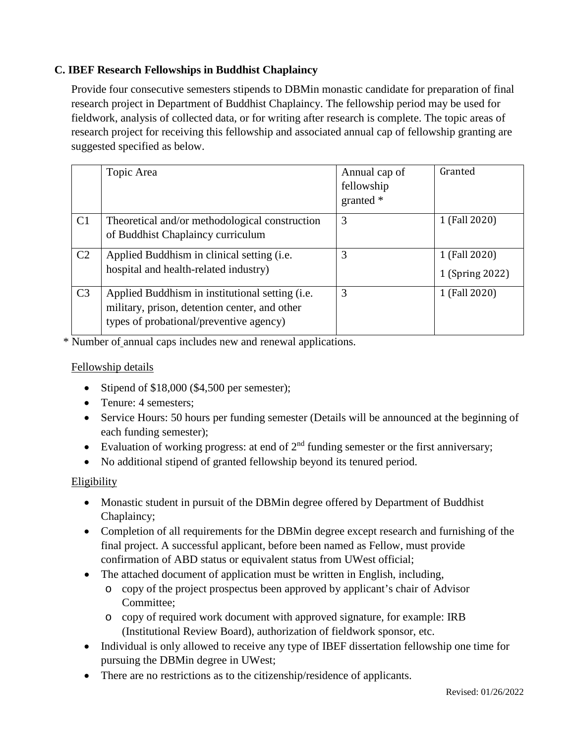**C. IBEF Research Fellowships in Buddhist Chaplaincy**

Provide four consecutive semesters stipends to DBMin monastic candidate for preparation of final research project in Department of Buddhist Chaplaincy. The fellowship period may be used for fieldwork, analysis of collected data, or for writing after research is complete. The topic areas of research project for receiving this fellowship and associated annual cap of fellowship granting are suggested specified as below.

| | Topic Area | Annual cap of fellowship granted * | Granted |
|---|---|---|---|
| C1 | Theoretical and/or methodological construction of Buddhist Chaplaincy curriculum | 3 | 1 (Fall 2020) |
| C2 | Applied Buddhism in clinical setting (i.e. hospital and health-related industry) | 3 | 1 (Fall 2020)<br>1 (Spring 2022) |
| C3 | Applied Buddhism in institutional setting (i.e. military, prison, detention center, and other types of probational/preventive agency) | 3 | 1 (Fall 2020) |

\* Number of annual caps includes new and renewal applications.

Fellowship details

- Stipend of $18,000 ($4,500 per semester);
- Tenure: 4 semesters;
- Service Hours: 50 hours per funding semester (Details will be announced at the beginning of each funding semester);
- Evaluation of working progress: at end of 2nd funding semester or the first anniversary;
- No additional stipend of granted fellowship beyond its tenured period.

Eligibility

- Monastic student in pursuit of the DBMin degree offered by Department of Buddhist Chaplaincy;
- Completion of all requirements for the DBMin degree except research and furnishing of the final project. A successful applicant, before been named as Fellow, must provide confirmation of ABD status or equivalent status from UWest official;
- The attached document of application must be written in English, including,
  - copy of the project prospectus been approved by applicant's chair of Advisor Committee;
  - copy of required work document with approved signature, for example: IRB (Institutional Review Board), authorization of fieldwork sponsor, etc.
- Individual is only allowed to receive any type of IBEF dissertation fellowship one time for pursuing the DBMin degree in UWest;
- There are no restrictions as to the citizenship/residence of applicants.

Revised: 01/26/2022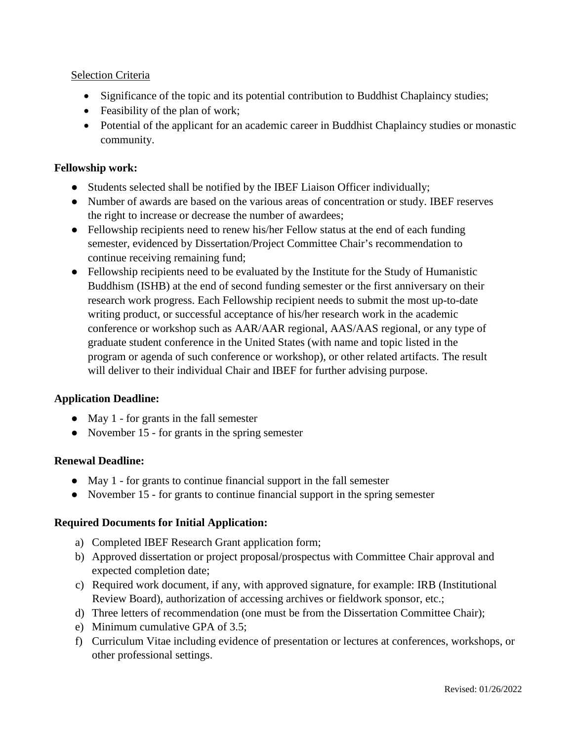Selection Criteria

- Significance of the topic and its potential contribution to Buddhist Chaplaincy studies;
- Feasibility of the plan of work;
- Potential of the applicant for an academic career in Buddhist Chaplaincy studies or monastic community.

**Fellowship work:**

- Students selected shall be notified by the IBEF Liaison Officer individually;
- Number of awards are based on the various areas of concentration or study. IBEF reserves the right to increase or decrease the number of awardees;
- Fellowship recipients need to renew his/her Fellow status at the end of each funding semester, evidenced by Dissertation/Project Committee Chair's recommendation to continue receiving remaining fund;
- Fellowship recipients need to be evaluated by the Institute for the Study of Humanistic Buddhism (ISHB) at the end of second funding semester or the first anniversary on their research work progress. Each Fellowship recipient needs to submit the most up-to-date writing product, or successful acceptance of his/her research work in the academic conference or workshop such as AAR/AAR regional, AAS/AAS regional, or any type of graduate student conference in the United States (with name and topic listed in the program or agenda of such conference or workshop), or other related artifacts. The result will deliver to their individual Chair and IBEF for further advising purpose.

**Application Deadline:**

- May 1 - for grants in the fall semester
- November 15 - for grants in the spring semester

**Renewal Deadline:**

- May 1 - for grants to continue financial support in the fall semester
- November 15 - for grants to continue financial support in the spring semester

**Required Documents for Initial Application:**

a) Completed IBEF Research Grant application form;
b) Approved dissertation or project proposal/prospectus with Committee Chair approval and expected completion date;
c) Required work document, if any, with approved signature, for example: IRB (Institutional Review Board), authorization of accessing archives or fieldwork sponsor, etc.;
d) Three letters of recommendation (one must be from the Dissertation Committee Chair);
e) Minimum cumulative GPA of 3.5;
f) Curriculum Vitae including evidence of presentation or lectures at conferences, workshops, or other professional settings.

Revised: 01/26/2022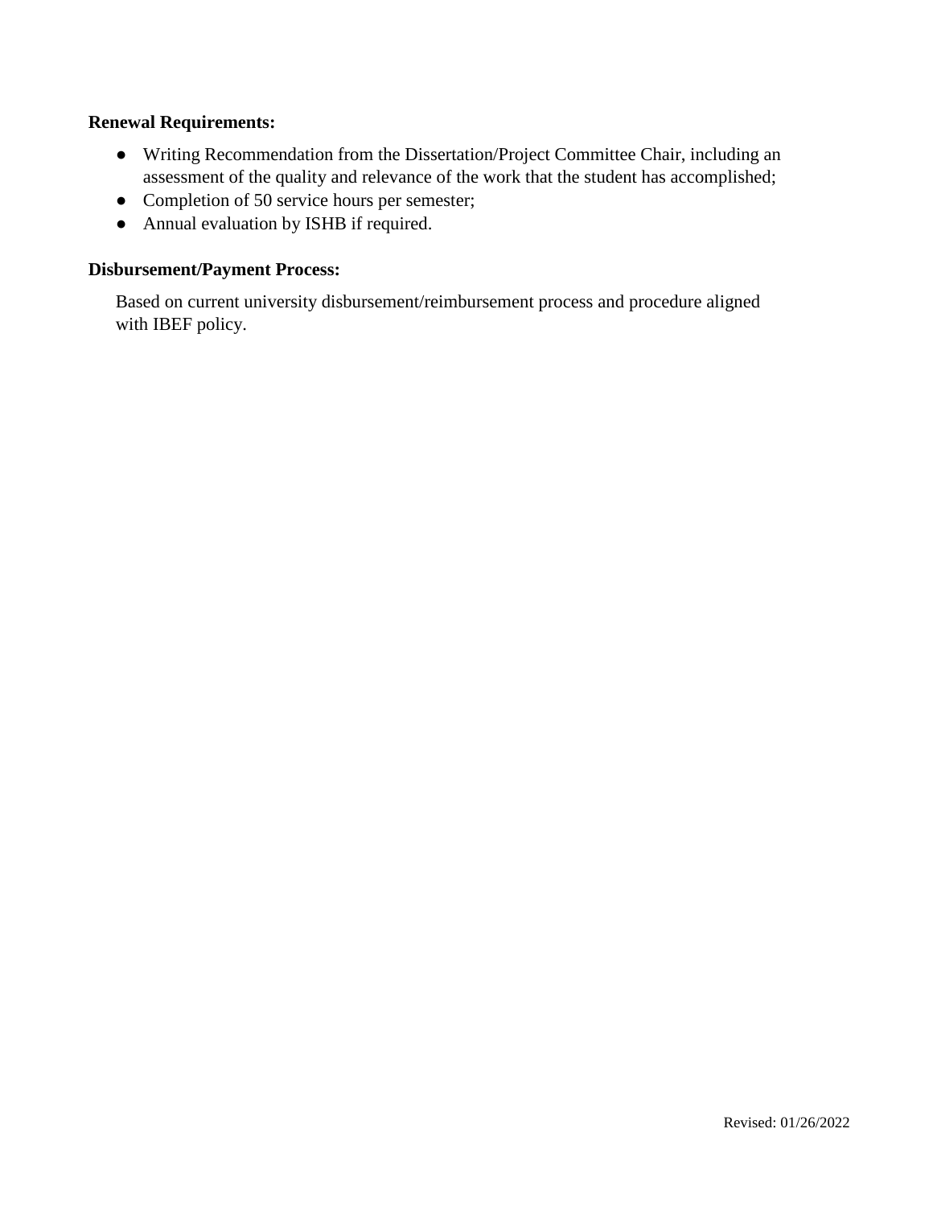**Renewal Requirements:**

- Writing Recommendation from the Dissertation/Project Committee Chair, including an assessment of the quality and relevance of the work that the student has accomplished;
- Completion of 50 service hours per semester;
- Annual evaluation by ISHB if required.

**Disbursement/Payment Process:**

Based on current university disbursement/reimbursement process and procedure aligned with IBEF policy.

Revised: 01/26/2022